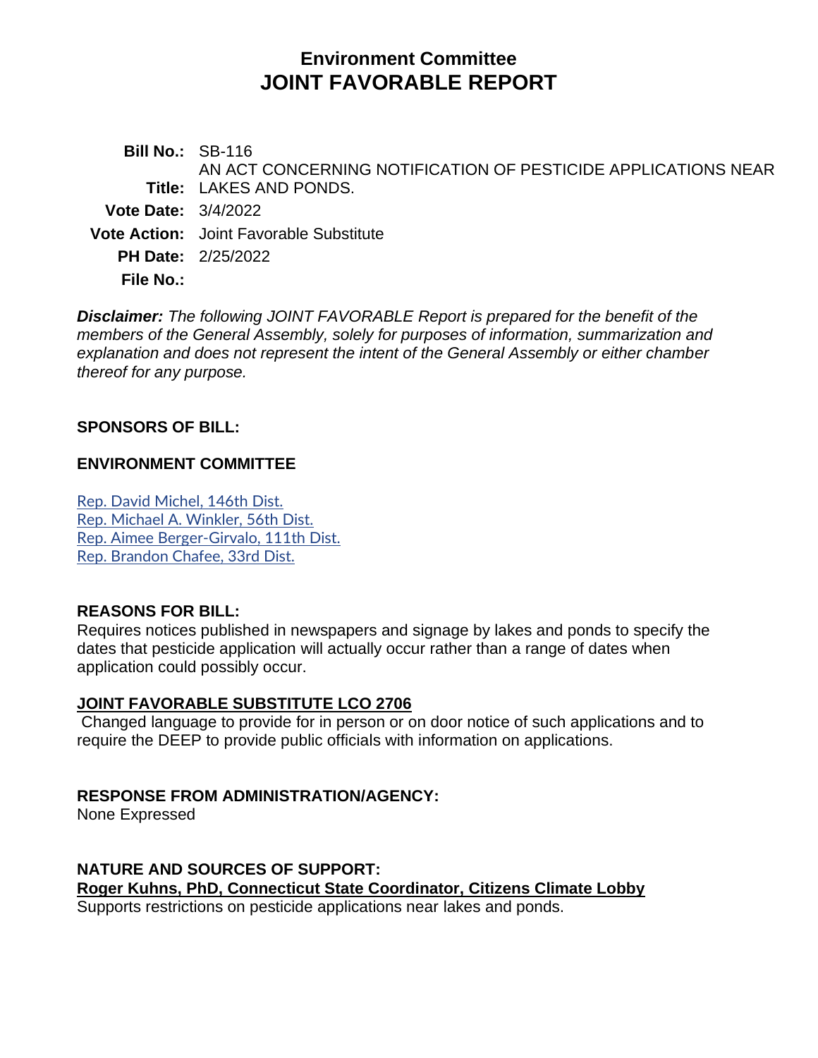# Environment Committee
# JOINT FAVORABLE REPORT

**Bill No.:** SB-116

**Title:** AN ACT CONCERNING NOTIFICATION OF PESTICIDE APPLICATIONS NEAR LAKES AND PONDS.

**Vote Date:** 3/4/2022

**Vote Action:** Joint Favorable Substitute

**PH Date:** 2/25/2022

**File No.:**

***Disclaimer:*** *The following JOINT FAVORABLE Report is prepared for the benefit of the members of the General Assembly, solely for purposes of information, summarization and explanation and does not represent the intent of the General Assembly or either chamber thereof for any purpose.*

**SPONSORS OF BILL:**

**ENVIRONMENT COMMITTEE**

Rep. David Michel, 146th Dist.
Rep. Michael A. Winkler, 56th Dist.
Rep. Aimee Berger-Girvalo, 111th Dist.
Rep. Brandon Chafee, 33rd Dist.

**REASONS FOR BILL:**

Requires notices published in newspapers and signage by lakes and ponds to specify the dates that pesticide application will actually occur rather than a range of dates when application could possibly occur.

**JOINT FAVORABLE SUBSTITUTE LCO 2706**

Changed language to provide for in person or on door notice of such applications and to require the DEEP to provide public officials with information on applications.

**RESPONSE FROM ADMINISTRATION/AGENCY:**

None Expressed

**NATURE AND SOURCES OF SUPPORT:**

**Roger Kuhns, PhD, Connecticut State Coordinator, Citizens Climate Lobby**

Supports restrictions on pesticide applications near lakes and ponds.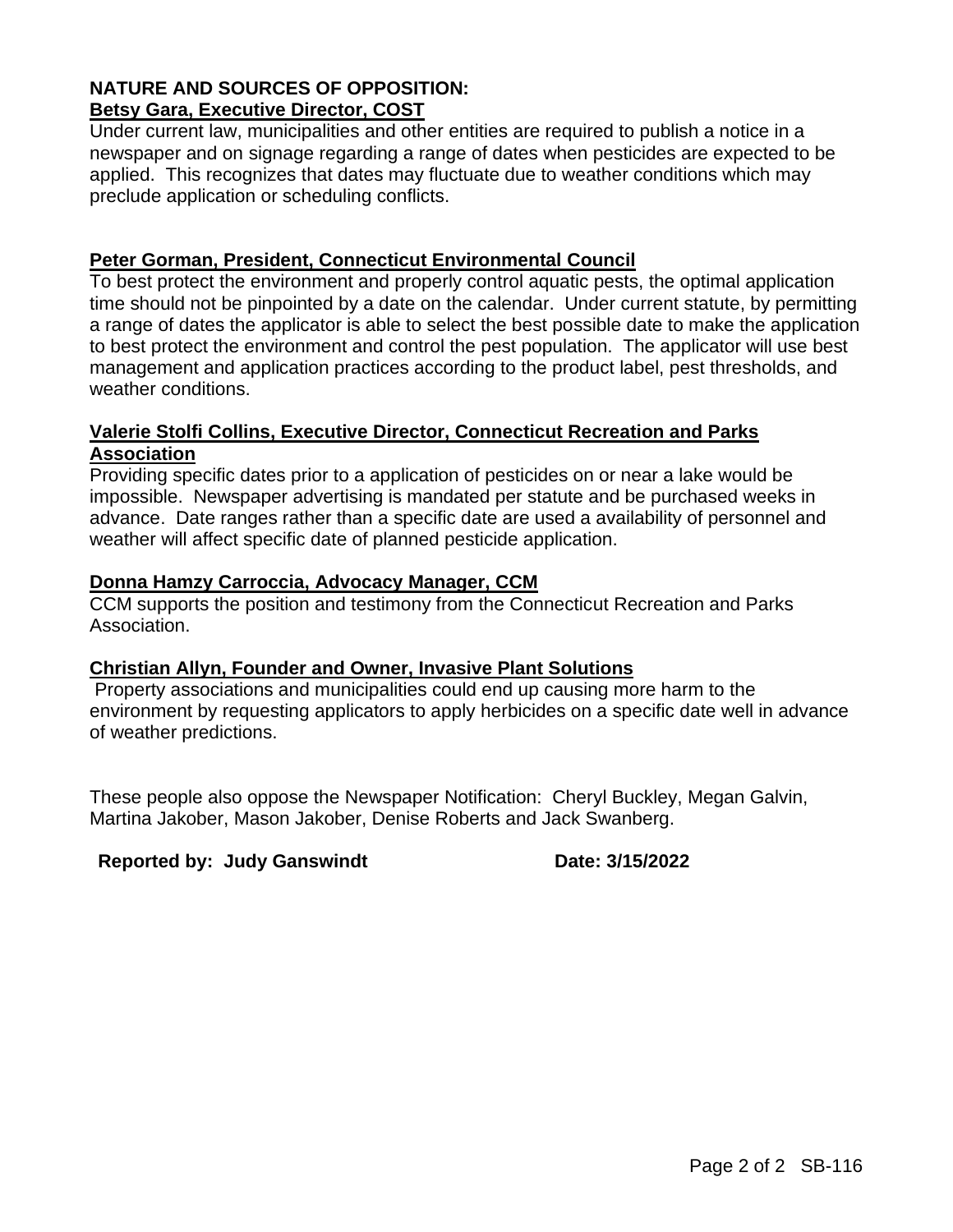**NATURE AND SOURCES OF OPPOSITION:**

**Betsy Gara, Executive Director, COST**

Under current law, municipalities and other entities are required to publish a notice in a newspaper and on signage regarding a range of dates when pesticides are expected to be applied. This recognizes that dates may fluctuate due to weather conditions which may preclude application or scheduling conflicts.

**Peter Gorman, President, Connecticut Environmental Council**

To best protect the environment and properly control aquatic pests, the optimal application time should not be pinpointed by a date on the calendar. Under current statute, by permitting a range of dates the applicator is able to select the best possible date to make the application to best protect the environment and control the pest population. The applicator will use best management and application practices according to the product label, pest thresholds, and weather conditions.

**Valerie Stolfi Collins, Executive Director, Connecticut Recreation and Parks Association**

Providing specific dates prior to a application of pesticides on or near a lake would be impossible. Newspaper advertising is mandated per statute and be purchased weeks in advance. Date ranges rather than a specific date are used a availability of personnel and weather will affect specific date of planned pesticide application.

**Donna Hamzy Carroccia, Advocacy Manager, CCM**

CCM supports the position and testimony from the Connecticut Recreation and Parks Association.

**Christian Allyn, Founder and Owner, Invasive Plant Solutions**

Property associations and municipalities could end up causing more harm to the environment by requesting applicators to apply herbicides on a specific date well in advance of weather predictions.

These people also oppose the Newspaper Notification: Cheryl Buckley, Megan Galvin, Martina Jakober, Mason Jakober, Denise Roberts and Jack Swanberg.

**Reported by: Judy Ganswindt** **Date: 3/15/2022**